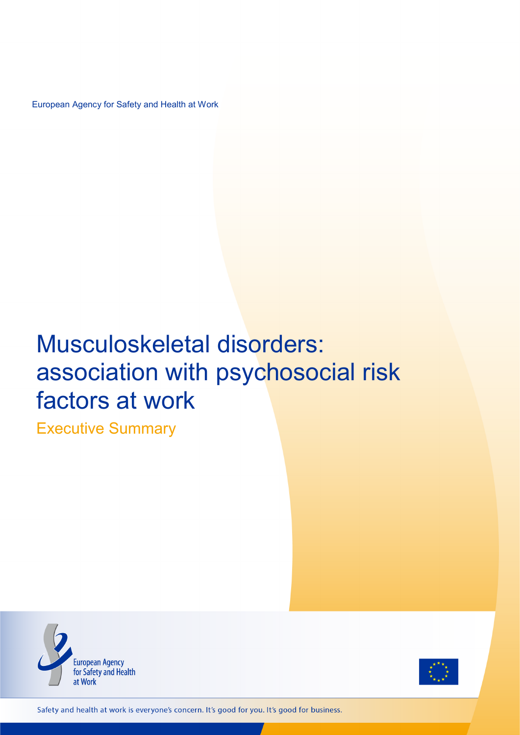European Agency for Safety and Health at Work

# Musculoskeletal disorders: association with psychosocial risk factors at work

## Executive Summary

European Agency for Safety and Health at Work

Safety and health at work is everyone's concern. It's good for you. It's good for business.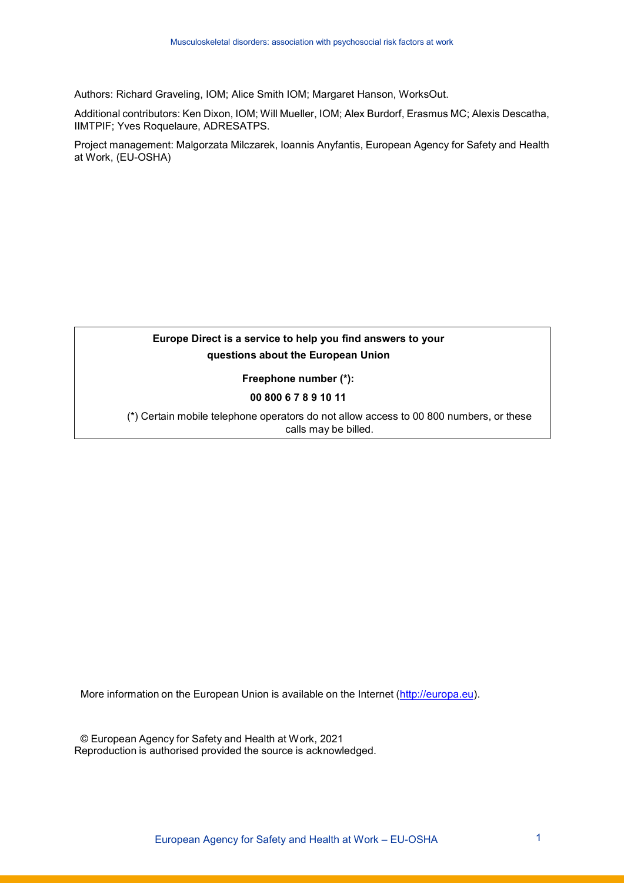Authors: Richard Graveling, IOM; Alice Smith IOM; Margaret Hanson, WorksOut.

Additional contributors: Ken Dixon, IOM; Will Mueller, IOM; Alex Burdorf, Erasmus MC; Alexis Descatha, IIMTPIF; Yves Roquelaure, ADRESATPS.

Project management: Malgorzata Milczarek, Ioannis Anyfantis, European Agency for Safety and Health at Work, (EU-OSHA)

**Europe Direct is a service to help you find answers to your questions about the European Union**

**Freephone number (*):**

**00 800 6 7 8 9 10 11**

(*) Certain mobile telephone operators do not allow access to 00 800 numbers, or these calls may be billed.

More information on the European Union is available on the Internet (http://europa.eu).

© European Agency for Safety and Health at Work, 2021
Reproduction is authorised provided the source is acknowledged.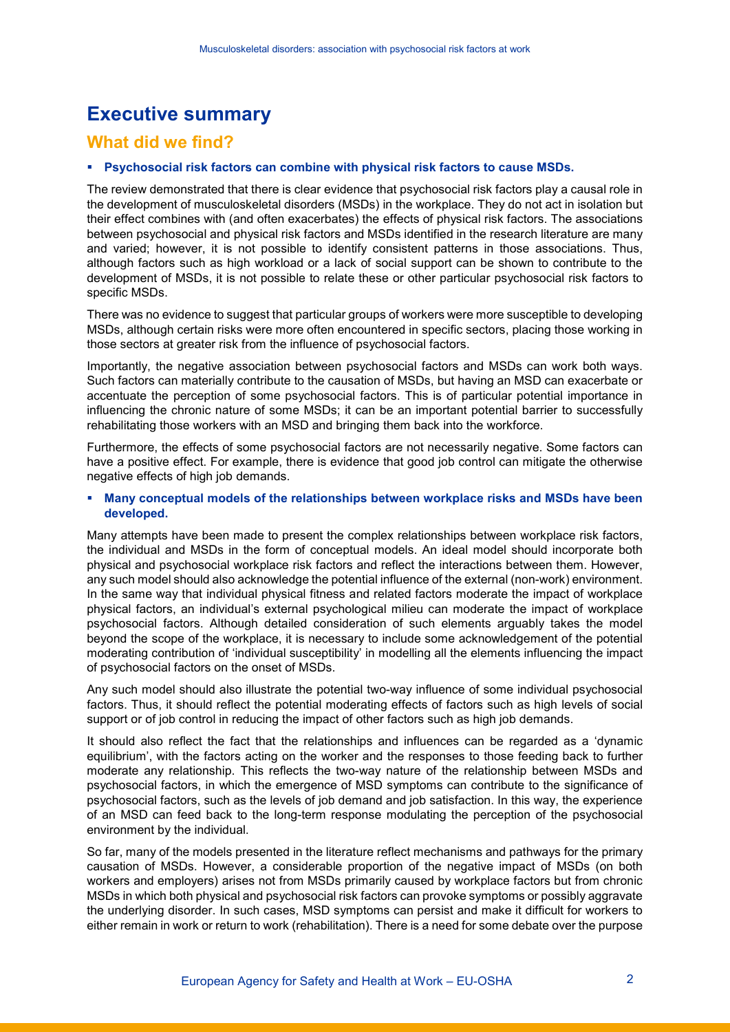# Executive summary

## What did we find?

- **Psychosocial risk factors can combine with physical risk factors to cause MSDs.**

The review demonstrated that there is clear evidence that psychosocial risk factors play a causal role in the development of musculoskeletal disorders (MSDs) in the workplace. They do not act in isolation but their effect combines with (and often exacerbates) the effects of physical risk factors. The associations between psychosocial and physical risk factors and MSDs identified in the research literature are many and varied; however, it is not possible to identify consistent patterns in those associations. Thus, although factors such as high workload or a lack of social support can be shown to contribute to the development of MSDs, it is not possible to relate these or other particular psychosocial risk factors to specific MSDs.

There was no evidence to suggest that particular groups of workers were more susceptible to developing MSDs, although certain risks were more often encountered in specific sectors, placing those working in those sectors at greater risk from the influence of psychosocial factors.

Importantly, the negative association between psychosocial factors and MSDs can work both ways. Such factors can materially contribute to the causation of MSDs, but having an MSD can exacerbate or accentuate the perception of some psychosocial factors. This is of particular potential importance in influencing the chronic nature of some MSDs; it can be an important potential barrier to successfully rehabilitating those workers with an MSD and bringing them back into the workforce.

Furthermore, the effects of some psychosocial factors are not necessarily negative. Some factors can have a positive effect. For example, there is evidence that good job control can mitigate the otherwise negative effects of high job demands.

- **Many conceptual models of the relationships between workplace risks and MSDs have been developed.**

Many attempts have been made to present the complex relationships between workplace risk factors, the individual and MSDs in the form of conceptual models. An ideal model should incorporate both physical and psychosocial workplace risk factors and reflect the interactions between them. However, any such model should also acknowledge the potential influence of the external (non-work) environment. In the same way that individual physical fitness and related factors moderate the impact of workplace physical factors, an individual's external psychological milieu can moderate the impact of workplace psychosocial factors. Although detailed consideration of such elements arguably takes the model beyond the scope of the workplace, it is necessary to include some acknowledgement of the potential moderating contribution of 'individual susceptibility' in modelling all the elements influencing the impact of psychosocial factors on the onset of MSDs.

Any such model should also illustrate the potential two-way influence of some individual psychosocial factors. Thus, it should reflect the potential moderating effects of factors such as high levels of social support or of job control in reducing the impact of other factors such as high job demands.

It should also reflect the fact that the relationships and influences can be regarded as a 'dynamic equilibrium', with the factors acting on the worker and the responses to those feeding back to further moderate any relationship. This reflects the two-way nature of the relationship between MSDs and psychosocial factors, in which the emergence of MSD symptoms can contribute to the significance of psychosocial factors, such as the levels of job demand and job satisfaction. In this way, the experience of an MSD can feed back to the long-term response modulating the perception of the psychosocial environment by the individual.

So far, many of the models presented in the literature reflect mechanisms and pathways for the primary causation of MSDs. However, a considerable proportion of the negative impact of MSDs (on both workers and employers) arises not from MSDs primarily caused by workplace factors but from chronic MSDs in which both physical and psychosocial risk factors can provoke symptoms or possibly aggravate the underlying disorder. In such cases, MSD symptoms can persist and make it difficult for workers to either remain in work or return to work (rehabilitation). There is a need for some debate over the purpose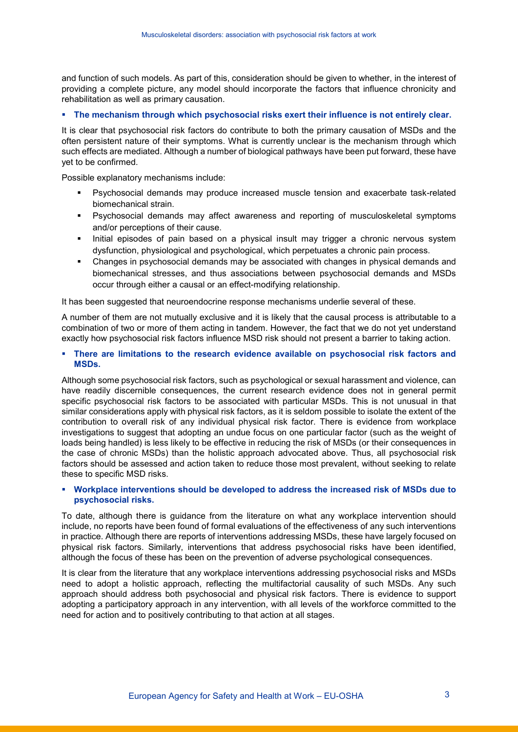and function of such models. As part of this, consideration should be given to whether, in the interest of providing a complete picture, any model should incorporate the factors that influence chronicity and rehabilitation as well as primary causation.

- **The mechanism through which psychosocial risks exert their influence is not entirely clear.**

It is clear that psychosocial risk factors do contribute to both the primary causation of MSDs and the often persistent nature of their symptoms. What is currently unclear is the mechanism through which such effects are mediated. Although a number of biological pathways have been put forward, these have yet to be confirmed.

Possible explanatory mechanisms include:

- Psychosocial demands may produce increased muscle tension and exacerbate task-related biomechanical strain.
- Psychosocial demands may affect awareness and reporting of musculoskeletal symptoms and/or perceptions of their cause.
- Initial episodes of pain based on a physical insult may trigger a chronic nervous system dysfunction, physiological and psychological, which perpetuates a chronic pain process.
- Changes in psychosocial demands may be associated with changes in physical demands and biomechanical stresses, and thus associations between psychosocial demands and MSDs occur through either a causal or an effect-modifying relationship.

It has been suggested that neuroendocrine response mechanisms underlie several of these.

A number of them are not mutually exclusive and it is likely that the causal process is attributable to a combination of two or more of them acting in tandem. However, the fact that we do not yet understand exactly how psychosocial risk factors influence MSD risk should not present a barrier to taking action.

- **There are limitations to the research evidence available on psychosocial risk factors and MSDs.**

Although some psychosocial risk factors, such as psychological or sexual harassment and violence, can have readily discernible consequences, the current research evidence does not in general permit specific psychosocial risk factors to be associated with particular MSDs. This is not unusual in that similar considerations apply with physical risk factors, as it is seldom possible to isolate the extent of the contribution to overall risk of any individual physical risk factor. There is evidence from workplace investigations to suggest that adopting an undue focus on one particular factor (such as the weight of loads being handled) is less likely to be effective in reducing the risk of MSDs (or their consequences in the case of chronic MSDs) than the holistic approach advocated above. Thus, all psychosocial risk factors should be assessed and action taken to reduce those most prevalent, without seeking to relate these to specific MSD risks.

- **Workplace interventions should be developed to address the increased risk of MSDs due to psychosocial risks.**

To date, although there is guidance from the literature on what any workplace intervention should include, no reports have been found of formal evaluations of the effectiveness of any such interventions in practice. Although there are reports of interventions addressing MSDs, these have largely focused on physical risk factors. Similarly, interventions that address psychosocial risks have been identified, although the focus of these has been on the prevention of adverse psychological consequences.

It is clear from the literature that any workplace interventions addressing psychosocial risks and MSDs need to adopt a holistic approach, reflecting the multifactorial causality of such MSDs. Any such approach should address both psychosocial and physical risk factors. There is evidence to support adopting a participatory approach in any intervention, with all levels of the workforce committed to the need for action and to positively contributing to that action at all stages.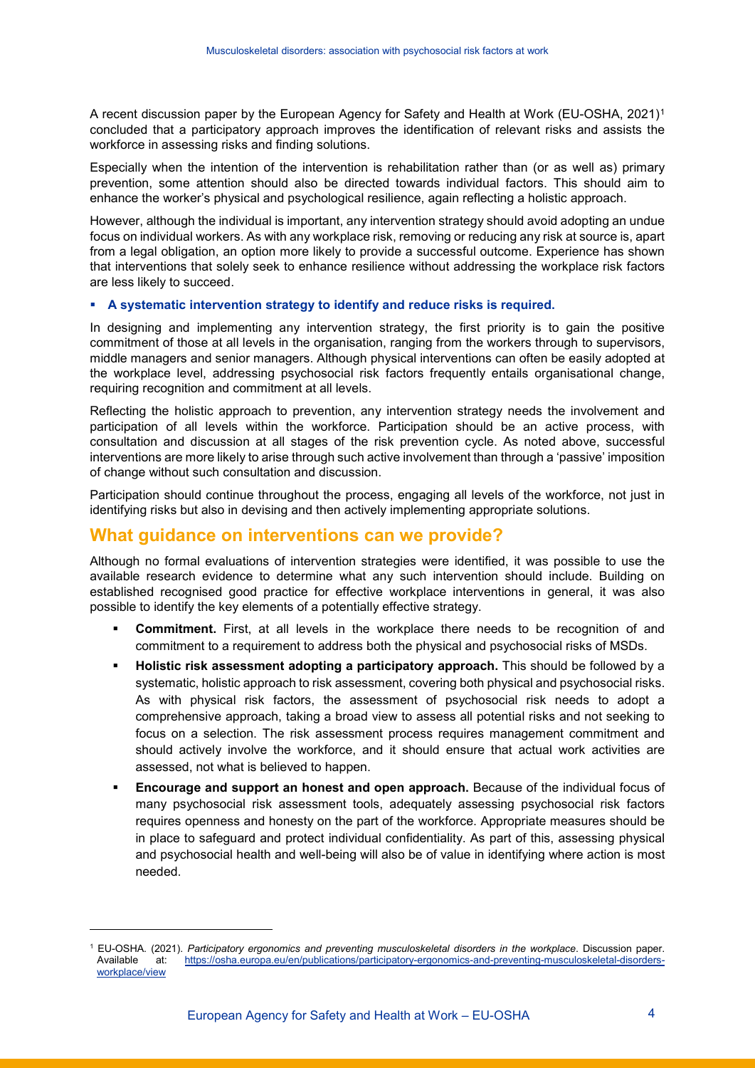A recent discussion paper by the European Agency for Safety and Health at Work (EU-OSHA, 2021)[1] concluded that a participatory approach improves the identification of relevant risks and assists the workforce in assessing risks and finding solutions.

Especially when the intention of the intervention is rehabilitation rather than (or as well as) primary prevention, some attention should also be directed towards individual factors. This should aim to enhance the worker's physical and psychological resilience, again reflecting a holistic approach.

However, although the individual is important, any intervention strategy should avoid adopting an undue focus on individual workers. As with any workplace risk, removing or reducing any risk at source is, apart from a legal obligation, an option more likely to provide a successful outcome. Experience has shown that interventions that solely seek to enhance resilience without addressing the workplace risk factors are less likely to succeed.

- **A systematic intervention strategy to identify and reduce risks is required.**

In designing and implementing any intervention strategy, the first priority is to gain the positive commitment of those at all levels in the organisation, ranging from the workers through to supervisors, middle managers and senior managers. Although physical interventions can often be easily adopted at the workplace level, addressing psychosocial risk factors frequently entails organisational change, requiring recognition and commitment at all levels.

Reflecting the holistic approach to prevention, any intervention strategy needs the involvement and participation of all levels within the workforce. Participation should be an active process, with consultation and discussion at all stages of the risk prevention cycle. As noted above, successful interventions are more likely to arise through such active involvement than through a 'passive' imposition of change without such consultation and discussion.

Participation should continue throughout the process, engaging all levels of the workforce, not just in identifying risks but also in devising and then actively implementing appropriate solutions.

## What guidance on interventions can we provide?

Although no formal evaluations of intervention strategies were identified, it was possible to use the available research evidence to determine what any such intervention should include. Building on established recognised good practice for effective workplace interventions in general, it was also possible to identify the key elements of a potentially effective strategy.

- **Commitment.** First, at all levels in the workplace there needs to be recognition of and commitment to a requirement to address both the physical and psychosocial risks of MSDs.
- **Holistic risk assessment adopting a participatory approach.** This should be followed by a systematic, holistic approach to risk assessment, covering both physical and psychosocial risks. As with physical risk factors, the assessment of psychosocial risk needs to adopt a comprehensive approach, taking a broad view to assess all potential risks and not seeking to focus on a selection. The risk assessment process requires management commitment and should actively involve the workforce, and it should ensure that actual work activities are assessed, not what is believed to happen.
- **Encourage and support an honest and open approach.** Because of the individual focus of many psychosocial risk assessment tools, adequately assessing psychosocial risk factors requires openness and honesty on the part of the workforce. Appropriate measures should be in place to safeguard and protect individual confidentiality. As part of this, assessing physical and psychosocial health and well-being will also be of value in identifying where action is most needed.

---

[1] EU-OSHA. (2021). *Participatory ergonomics and preventing musculoskeletal disorders in the workplace*. Discussion paper. Available at: https://osha.europa.eu/en/publications/participatory-ergonomics-and-preventing-musculoskeletal-disorders-workplace/view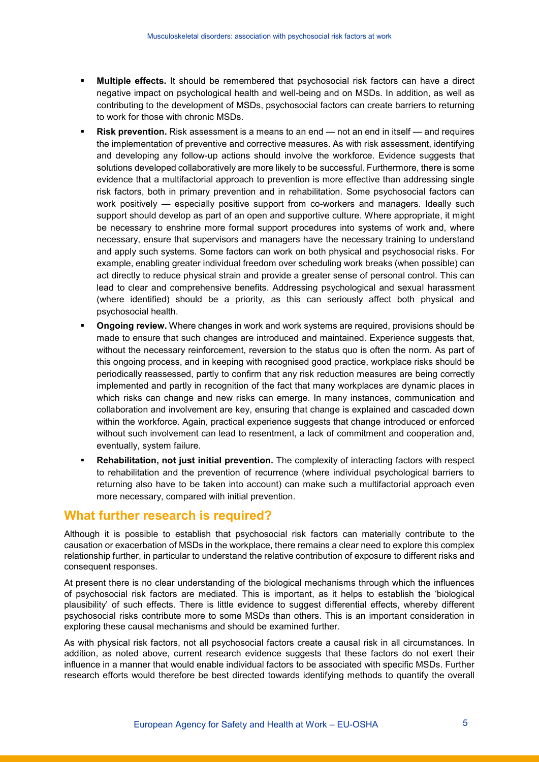- **Multiple effects.** It should be remembered that psychosocial risk factors can have a direct negative impact on psychological health and well-being and on MSDs. In addition, as well as contributing to the development of MSDs, psychosocial factors can create barriers to returning to work for those with chronic MSDs.
- **Risk prevention.** Risk assessment is a means to an end — not an end in itself — and requires the implementation of preventive and corrective measures. As with risk assessment, identifying and developing any follow-up actions should involve the workforce. Evidence suggests that solutions developed collaboratively are more likely to be successful. Furthermore, there is some evidence that a multifactorial approach to prevention is more effective than addressing single risk factors, both in primary prevention and in rehabilitation. Some psychosocial factors can work positively — especially positive support from co-workers and managers. Ideally such support should develop as part of an open and supportive culture. Where appropriate, it might be necessary to enshrine more formal support procedures into systems of work and, where necessary, ensure that supervisors and managers have the necessary training to understand and apply such systems. Some factors can work on both physical and psychosocial risks. For example, enabling greater individual freedom over scheduling work breaks (when possible) can act directly to reduce physical strain and provide a greater sense of personal control. This can lead to clear and comprehensive benefits. Addressing psychological and sexual harassment (where identified) should be a priority, as this can seriously affect both physical and psychosocial health.
- **Ongoing review.** Where changes in work and work systems are required, provisions should be made to ensure that such changes are introduced and maintained. Experience suggests that, without the necessary reinforcement, reversion to the status quo is often the norm. As part of this ongoing process, and in keeping with recognised good practice, workplace risks should be periodically reassessed, partly to confirm that any risk reduction measures are being correctly implemented and partly in recognition of the fact that many workplaces are dynamic places in which risks can change and new risks can emerge. In many instances, communication and collaboration and involvement are key, ensuring that change is explained and cascaded down within the workforce. Again, practical experience suggests that change introduced or enforced without such involvement can lead to resentment, a lack of commitment and cooperation and, eventually, system failure.
- **Rehabilitation, not just initial prevention.** The complexity of interacting factors with respect to rehabilitation and the prevention of recurrence (where individual psychological barriers to returning also have to be taken into account) can make such a multifactorial approach even more necessary, compared with initial prevention.

## What further research is required?

Although it is possible to establish that psychosocial risk factors can materially contribute to the causation or exacerbation of MSDs in the workplace, there remains a clear need to explore this complex relationship further, in particular to understand the relative contribution of exposure to different risks and consequent responses.

At present there is no clear understanding of the biological mechanisms through which the influences of psychosocial risk factors are mediated. This is important, as it helps to establish the 'biological plausibility' of such effects. There is little evidence to suggest differential effects, whereby different psychosocial risks contribute more to some MSDs than others. This is an important consideration in exploring these causal mechanisms and should be examined further.

As with physical risk factors, not all psychosocial factors create a causal risk in all circumstances. In addition, as noted above, current research evidence suggests that these factors do not exert their influence in a manner that would enable individual factors to be associated with specific MSDs. Further research efforts would therefore be best directed towards identifying methods to quantify the overall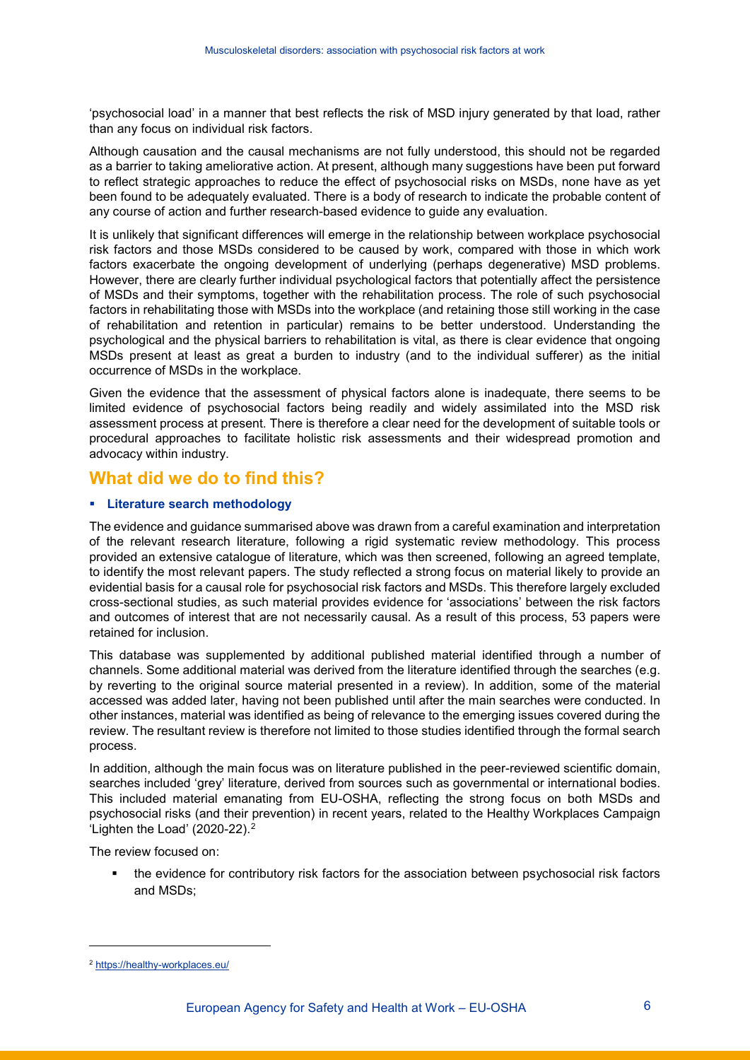'psychosocial load' in a manner that best reflects the risk of MSD injury generated by that load, rather than any focus on individual risk factors.

Although causation and the causal mechanisms are not fully understood, this should not be regarded as a barrier to taking ameliorative action. At present, although many suggestions have been put forward to reflect strategic approaches to reduce the effect of psychosocial risks on MSDs, none have as yet been found to be adequately evaluated. There is a body of research to indicate the probable content of any course of action and further research-based evidence to guide any evaluation.

It is unlikely that significant differences will emerge in the relationship between workplace psychosocial risk factors and those MSDs considered to be caused by work, compared with those in which work factors exacerbate the ongoing development of underlying (perhaps degenerative) MSD problems. However, there are clearly further individual psychological factors that potentially affect the persistence of MSDs and their symptoms, together with the rehabilitation process. The role of such psychosocial factors in rehabilitating those with MSDs into the workplace (and retaining those still working in the case of rehabilitation and retention in particular) remains to be better understood. Understanding the psychological and the physical barriers to rehabilitation is vital, as there is clear evidence that ongoing MSDs present at least as great a burden to industry (and to the individual sufferer) as the initial occurrence of MSDs in the workplace.

Given the evidence that the assessment of physical factors alone is inadequate, there seems to be limited evidence of psychosocial factors being readily and widely assimilated into the MSD risk assessment process at present. There is therefore a clear need for the development of suitable tools or procedural approaches to facilitate holistic risk assessments and their widespread promotion and advocacy within industry.

## What did we do to find this?

- **Literature search methodology**

The evidence and guidance summarised above was drawn from a careful examination and interpretation of the relevant research literature, following a rigid systematic review methodology. This process provided an extensive catalogue of literature, which was then screened, following an agreed template, to identify the most relevant papers. The study reflected a strong focus on material likely to provide an evidential basis for a causal role for psychosocial risk factors and MSDs. This therefore largely excluded cross-sectional studies, as such material provides evidence for 'associations' between the risk factors and outcomes of interest that are not necessarily causal. As a result of this process, 53 papers were retained for inclusion.

This database was supplemented by additional published material identified through a number of channels. Some additional material was derived from the literature identified through the searches (e.g. by reverting to the original source material presented in a review). In addition, some of the material accessed was added later, having not been published until after the main searches were conducted. In other instances, material was identified as being of relevance to the emerging issues covered during the review. The resultant review is therefore not limited to those studies identified through the formal search process.

In addition, although the main focus was on literature published in the peer-reviewed scientific domain, searches included 'grey' literature, derived from sources such as governmental or international bodies. This included material emanating from EU-OSHA, reflecting the strong focus on both MSDs and psychosocial risks (and their prevention) in recent years, related to the Healthy Workplaces Campaign 'Lighten the Load' (2020-22).[2]

The review focused on:

- the evidence for contributory risk factors for the association between psychosocial risk factors and MSDs;

[2] https://healthy-workplaces.eu/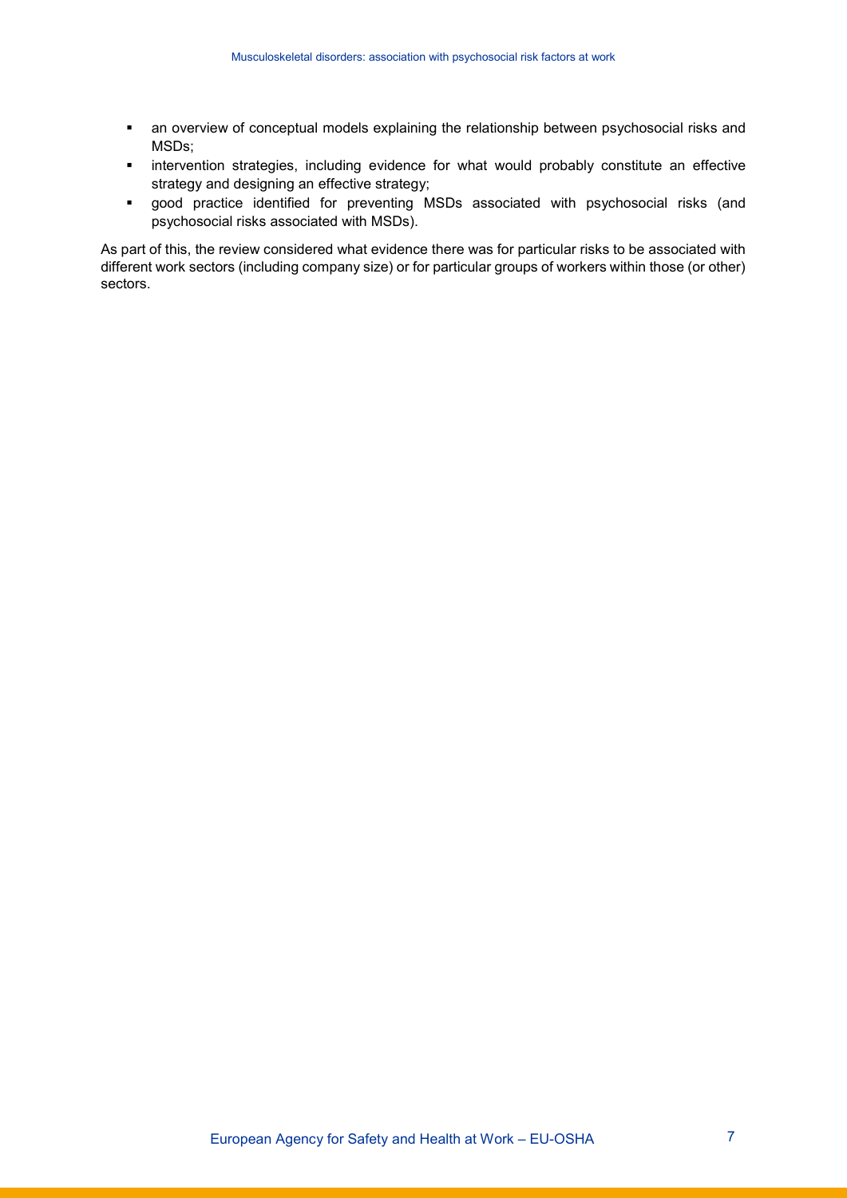- an overview of conceptual models explaining the relationship between psychosocial risks and MSDs;
- intervention strategies, including evidence for what would probably constitute an effective strategy and designing an effective strategy;
- good practice identified for preventing MSDs associated with psychosocial risks (and psychosocial risks associated with MSDs).

As part of this, the review considered what evidence there was for particular risks to be associated with different work sectors (including company size) or for particular groups of workers within those (or other) sectors.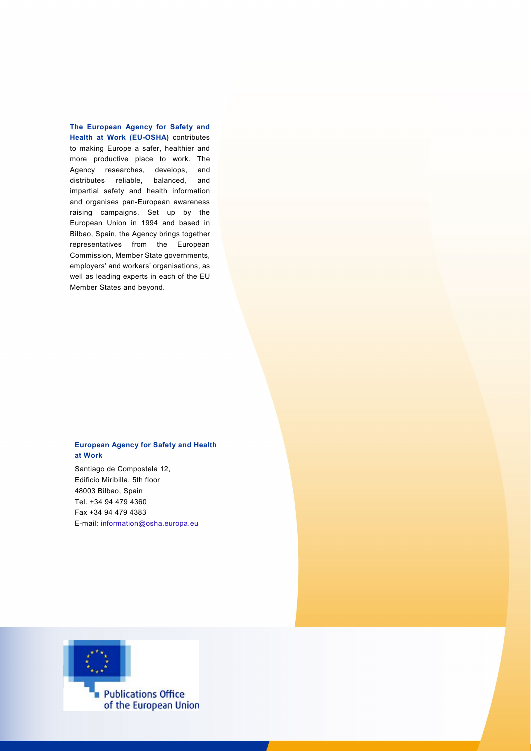**The European Agency for Safety and Health at Work (EU-OSHA)** contributes to making Europe a safer, healthier and more productive place to work. The Agency researches, develops, and distributes reliable, balanced, and impartial safety and health information and organises pan-European awareness raising campaigns. Set up by the European Union in 1994 and based in Bilbao, Spain, the Agency brings together representatives from the European Commission, Member State governments, employers' and workers' organisations, as well as leading experts in each of the EU Member States and beyond.

**European Agency for Safety and Health at Work**

Santiago de Compostela 12,
Edificio Miribilla, 5th floor
48003 Bilbao, Spain
Tel. +34 94 479 4360
Fax +34 94 479 4383
E-mail: information@osha.europa.eu

Publications Office of the European Union